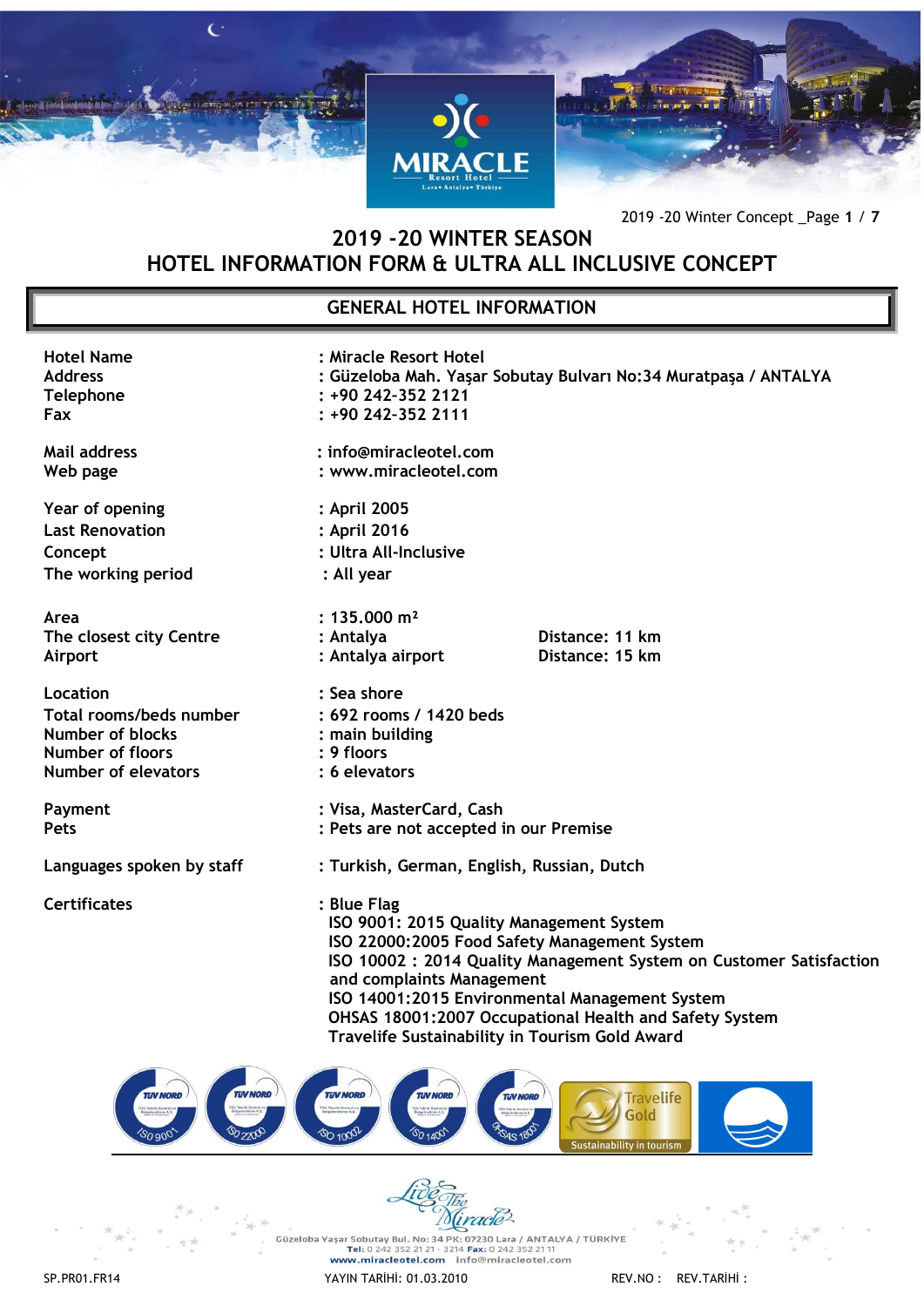# 2019 -20 WINTER SEASON
# HOTEL INFORMATION FORM & ULTRA ALL INCLUSIVE CONCEPT

## GENERAL HOTEL INFORMATION

| | | |
|---|---|---|
| Hotel Name | : Miracle Resort Hotel | |
| Address | : Güzeloba Mah. Yaşar Sobutay Bulvarı No:34 Muratpaşa / ANTALYA | |
| Telephone | : +90 242-352 2121 | |
| Fax | : +90 242-352 2111 | |
| Mail address | : info@miracleotel.com | |
| Web page | : www.miracleotel.com | |
| Year of opening | : April 2005 | |
| Last Renovation | : April 2016 | |
| Concept | : Ultra All-Inclusive | |
| The working period | : All year | |
| Area | : 135.000 m² | |
| The closest city Centre | : Antalya | Distance: 11 km |
| Airport | : Antalya airport | Distance: 15 km |
| Location | : Sea shore | |
| Total rooms/beds number | : 692 rooms / 1420 beds | |
| Number of blocks | : main building | |
| Number of floors | : 9 floors | |
| Number of elevators | : 6 elevators | |
| Payment | : Visa, MasterCard, Cash | |
| Pets | : Pets are not accepted in our Premise | |
| Languages spoken by staff | : Turkish, German, English, Russian, Dutch | |

**Certificates** :
- Blue Flag
- ISO 9001: 2015 Quality Management System
- ISO 22000:2005 Food Safety Management System
- ISO 10002 : 2014 Quality Management System on Customer Satisfaction and complaints Management
- ISO 14001:2015 Environmental Management System
- OHSAS 18001:2007 Occupational Health and Safety System
- Travelife Sustainability in Tourism Gold Award

Güzeloba Yaşar Sobutay Bul. No: 34 PK: 07230 Lara / ANTALYA / TÜRKİYE
Tel: 0 242 352 21 21 - 3214 Fax: 0 242 352 21 11
www.miracleotel.com info@miracleotel.com

SP.PR01.FR14 YAYIN TARİHİ: 01.03.2010 REV.NO : REV.TARİHİ :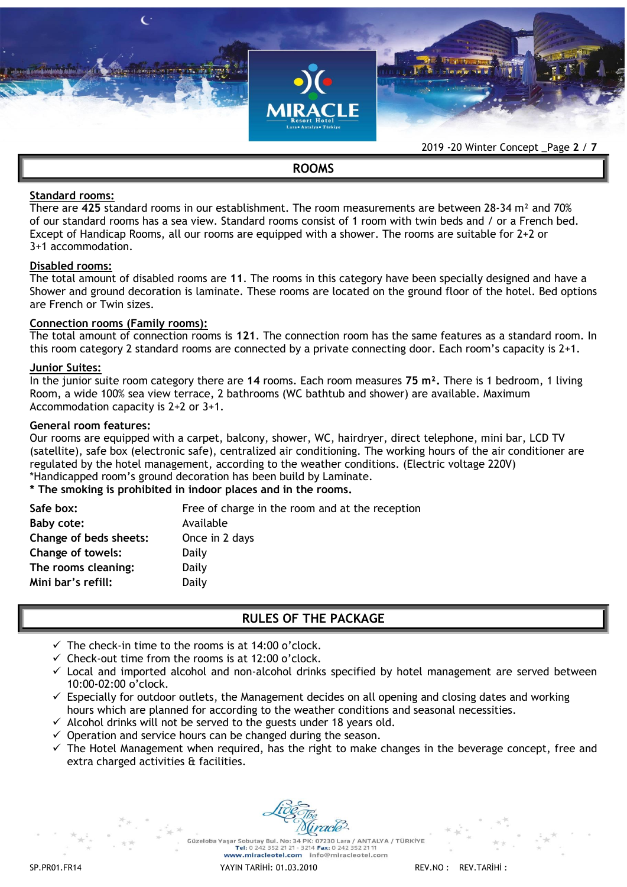## ROOMS

**Standard rooms:**

There are **425** standard rooms in our establishment. The room measurements are between 28-34 m² and 70% of our standard rooms has a sea view. Standard rooms consist of 1 room with twin beds and / or a French bed. Except of Handicap Rooms, all our rooms are equipped with a shower. The rooms are suitable for 2+2 or 3+1 accommodation.

**Disabled rooms:**

The total amount of disabled rooms are **11**. The rooms in this category have been specially designed and have a Shower and ground decoration is laminate. These rooms are located on the ground floor of the hotel. Bed options are French or Twin sizes.

**Connection rooms (Family rooms):**

The total amount of connection rooms is **121**. The connection room has the same features as a standard room. In this room category 2 standard rooms are connected by a private connecting door. Each room's capacity is 2+1.

**Junior Suites:**

In the junior suite room category there are **14** rooms. Each room measures **75 m².** There is 1 bedroom, 1 living Room, a wide 100% sea view terrace, 2 bathrooms (WC bathtub and shower) are available. Maximum Accommodation capacity is 2+2 or 3+1.

**General room features:**

Our rooms are equipped with a carpet, balcony, shower, WC, hairdryer, direct telephone, mini bar, LCD TV (satellite), safe box (electronic safe), centralized air conditioning. The working hours of the air conditioner are regulated by the hotel management, according to the weather conditions. (Electric voltage 220V)

*Handicapped room's ground decoration has been build by Laminate.

*** The smoking is prohibited in indoor places and in the rooms.**

| | |
|---|---|
| **Safe box:** | Free of charge in the room and at the reception |
| **Baby cote:** | Available |
| **Change of beds sheets:** | Once in 2 days |
| **Change of towels:** | Daily |
| **The rooms cleaning:** | Daily |
| **Mini bar's refill:** | Daily |

## RULES OF THE PACKAGE

- ✓ The check-in time to the rooms is at 14:00 o'clock.
- ✓ Check-out time from the rooms is at 12:00 o'clock.
- ✓ Local and imported alcohol and non-alcohol drinks specified by hotel management are served between 10:00-02:00 o'clock.
- ✓ Especially for outdoor outlets, the Management decides on all opening and closing dates and working hours which are planned for according to the weather conditions and seasonal necessities.
- ✓ Alcohol drinks will not be served to the guests under 18 years old.
- ✓ Operation and service hours can be changed during the season.
- ✓ The Hotel Management when required, has the right to make changes in the beverage concept, free and extra charged activities & facilities.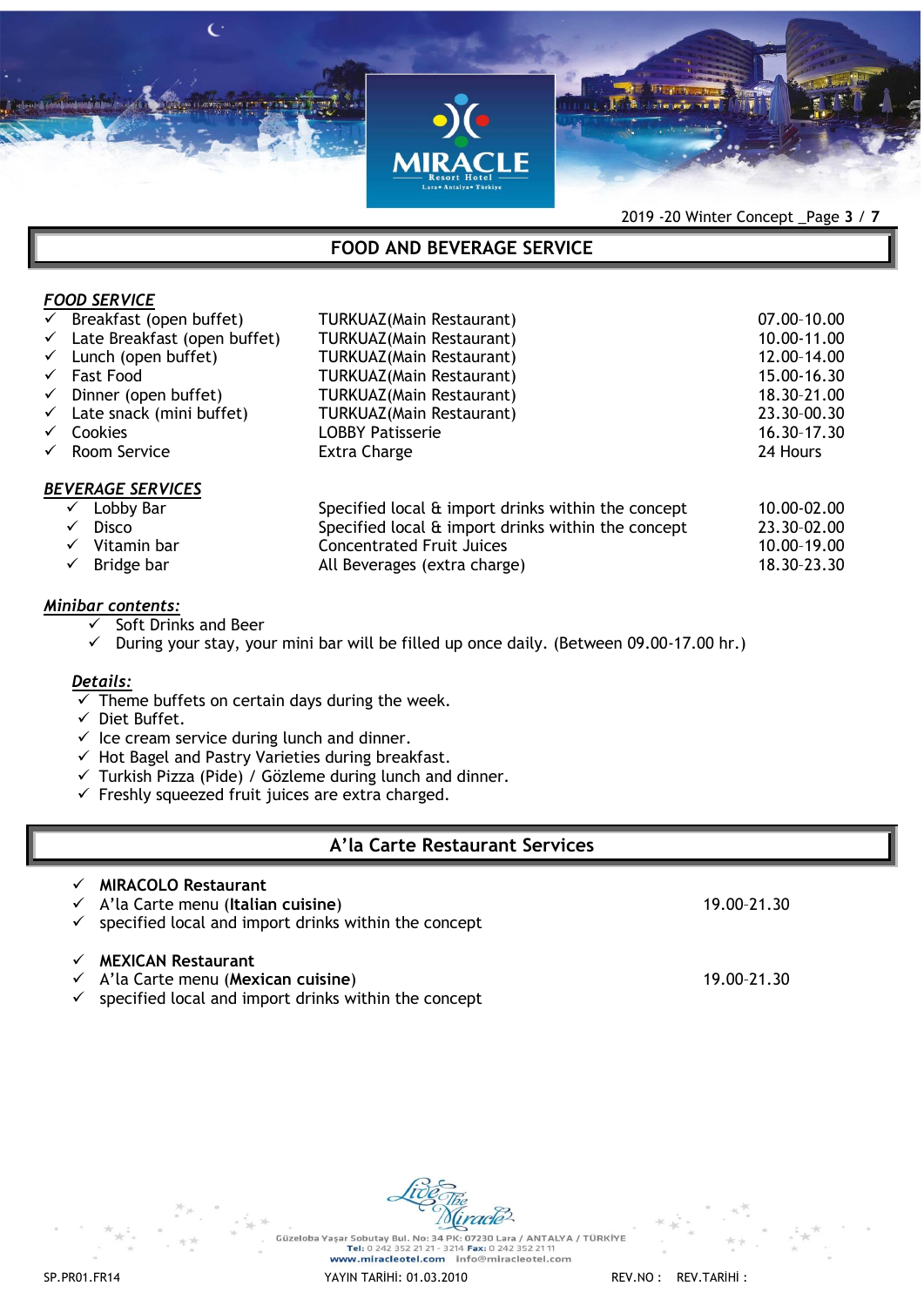## FOOD AND BEVERAGE SERVICE

### *FOOD SERVICE*

| | | |
|---|---|---|
| ✓ Breakfast (open buffet) | TURKUAZ(Main Restaurant) | 07.00-10.00 |
| ✓ Late Breakfast (open buffet) | TURKUAZ(Main Restaurant) | 10.00-11.00 |
| ✓ Lunch (open buffet) | TURKUAZ(Main Restaurant) | 12.00-14.00 |
| ✓ Fast Food | TURKUAZ(Main Restaurant) | 15.00-16.30 |
| ✓ Dinner (open buffet) | TURKUAZ(Main Restaurant) | 18.30-21.00 |
| ✓ Late snack (mini buffet) | TURKUAZ(Main Restaurant) | 23.30-00.30 |
| ✓ Cookies | LOBBY Patisserie | 16.30-17.30 |
| ✓ Room Service | Extra Charge | 24 Hours |

### *BEVERAGE SERVICES*

| | | |
|---|---|---|
| ✓ Lobby Bar | Specified local & import drinks within the concept | 10.00-02.00 |
| ✓ Disco | Specified local & import drinks within the concept | 23.30-02.00 |
| ✓ Vitamin bar | Concentrated Fruit Juices | 10.00-19.00 |
| ✓ Bridge bar | All Beverages (extra charge) | 18.30-23.30 |

### *Minibar contents:*

- ✓ Soft Drinks and Beer
- ✓ During your stay, your mini bar will be filled up once daily. (Between 09.00-17.00 hr.)

### *Details:*

- ✓ Theme buffets on certain days during the week.
- ✓ Diet Buffet.
- ✓ Ice cream service during lunch and dinner.
- ✓ Hot Bagel and Pastry Varieties during breakfast.
- ✓ Turkish Pizza (Pide) / Gözleme during lunch and dinner.
- ✓ Freshly squeezed fruit juices are extra charged.

## A'la Carte Restaurant Services

- ✓ **MIRACOLO Restaurant**
- ✓ A'la Carte menu (**Italian cuisine**) — 19.00-21.30
- ✓ specified local and import drinks within the concept

- ✓ **MEXICAN Restaurant**
- ✓ A'la Carte menu (**Mexican cuisine**) — 19.00-21.30
- ✓ specified local and import drinks within the concept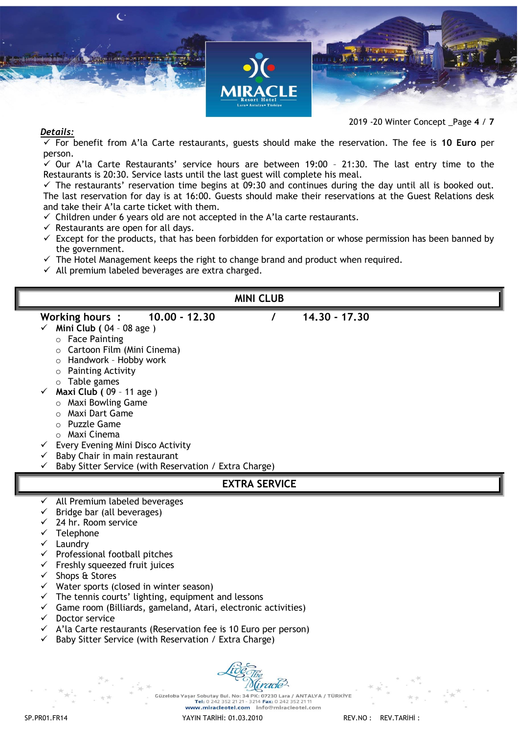***Details:***

- ✓ For benefit from A'la Carte restaurants, guests should make the reservation. The fee is **10 Euro** per person.
- ✓ Our A'la Carte Restaurants' service hours are between 19:00 – 21:30. The last entry time to the Restaurants is 20:30. Service lasts until the last guest will complete his meal.
- ✓ The restaurants' reservation time begins at 09:30 and continues during the day until all is booked out. The last reservation for day is at 16:00. Guests should make their reservations at the Guest Relations desk and take their A'la carte ticket with them.
- ✓ Children under 6 years old are not accepted in the A'la carte restaurants.
- ✓ Restaurants are open for all days.
- ✓ Except for the products, that has been forbidden for exportation or whose permission has been banned by the government.
- ✓ The Hotel Management keeps the right to change brand and product when required.
- ✓ All premium labeled beverages are extra charged.

## MINI CLUB

**Working hours : 10.00 - 12.30 / 14.30 - 17.30**

- ✓ **Mini Club (** 04 – 08 age )
  - Face Painting
  - Cartoon Film (Mini Cinema)
  - Handwork – Hobby work
  - Painting Activity
  - Table games
- ✓ **Maxi Club (** 09 – 11 age )
  - Maxi Bowling Game
  - Maxi Dart Game
  - Puzzle Game
  - Maxi Cinema
- ✓ Every Evening Mini Disco Activity
- ✓ Baby Chair in main restaurant
- ✓ Baby Sitter Service (with Reservation / Extra Charge)

## EXTRA SERVICE

- ✓ All Premium labeled beverages
- ✓ Bridge bar (all beverages)
- ✓ 24 hr. Room service
- ✓ Telephone
- ✓ Laundry
- ✓ Professional football pitches
- ✓ Freshly squeezed fruit juices
- ✓ Shops & Stores
- ✓ Water sports (closed in winter season)
- ✓ The tennis courts' lighting, equipment and lessons
- ✓ Game room (Billiards, gameland, Atari, electronic activities)
- ✓ Doctor service
- ✓ A'la Carte restaurants (Reservation fee is 10 Euro per person)
- ✓ Baby Sitter Service (with Reservation / Extra Charge)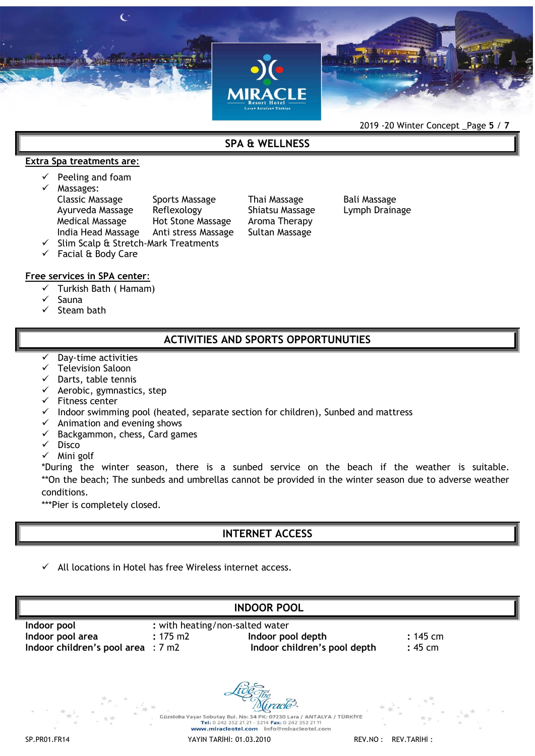## SPA & WELLNESS

**Extra Spa treatments are:**

- ✓ Peeling and foam
- ✓ Massages:

| | | | |
|---|---|---|---|
| Classic Massage | Sports Massage | Thai Massage | Bali Massage |
| Ayurveda Massage | Reflexology | Shiatsu Massage | Lymph Drainage |
| Medical Massage | Hot Stone Massage | Aroma Therapy | |
| India Head Massage | Anti stress Massage | Sultan Massage | |

- ✓ Slim Scalp & Stretch-Mark Treatments
- ✓ Facial & Body Care

**Free services in SPA center:**

- ✓ Turkish Bath ( Hamam)
- ✓ Sauna
- ✓ Steam bath

## ACTIVITIES AND SPORTS OPPORTUNUTIES

- ✓ Day-time activities
- ✓ Television Saloon
- ✓ Darts, table tennis
- ✓ Aerobic, gymnastics, step
- ✓ Fitness center
- ✓ Indoor swimming pool (heated, separate section for children), Sunbed and mattress
- ✓ Animation and evening shows
- ✓ Backgammon, chess, Card games
- ✓ Disco
- ✓ Mini golf

*During the winter season, there is a sunbed service on the beach if the weather is suitable.
**On the beach; The sunbeds and umbrellas cannot be provided in the winter season due to adverse weather conditions.
***Pier is completely closed.

## INTERNET ACCESS

- ✓ All locations in Hotel has free Wireless internet access.

## INDOOR POOL

| | | | |
|---|---|---|---|
| **Indoor pool** | : with heating/non-salted water | | |
| **Indoor pool area** | : 175 m2 | **Indoor pool depth** | : 145 cm |
| **Indoor children's pool area** | : 7 m2 | **Indoor children's pool depth** | : 45 cm |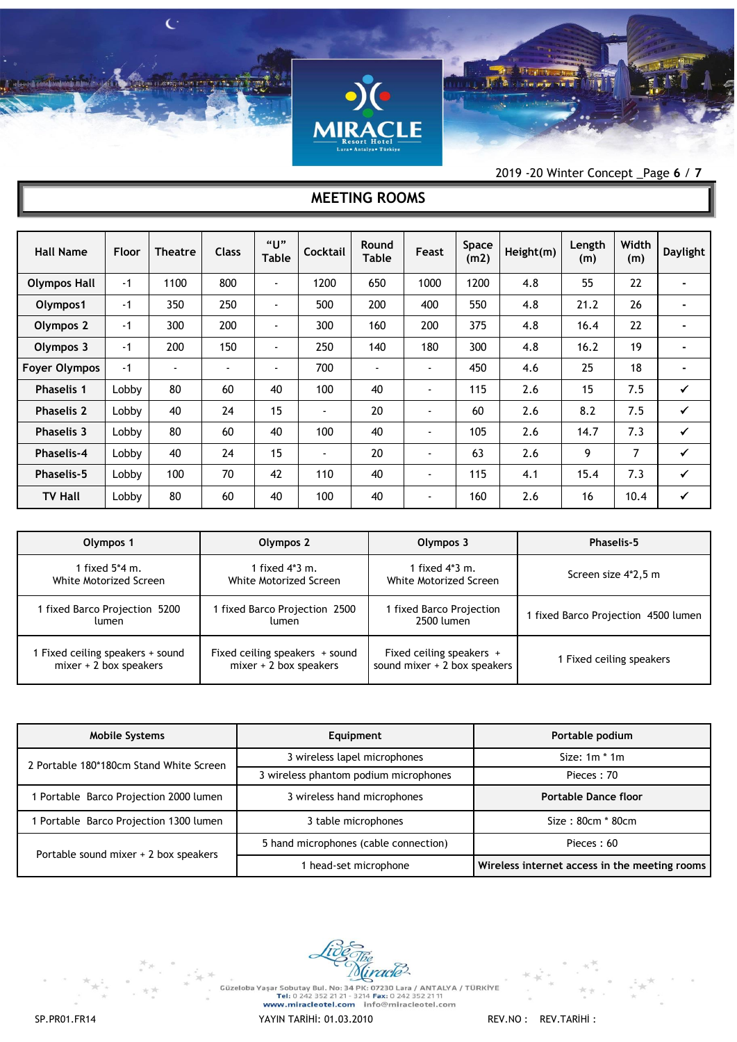## MEETING ROOMS

| Hall Name | Floor | Theatre | Class | "U" Table | Cocktail | Round Table | Feast | Space (m2) | Height(m) | Length (m) | Width (m) | Daylight |
|---|---|---|---|---|---|---|---|---|---|---|---|---|
| Olympos Hall | -1 | 1100 | 800 | - | 1200 | 650 | 1000 | 1200 | 4.8 | 55 | 22 | - |
| Olympos1 | -1 | 350 | 250 | - | 500 | 200 | 400 | 550 | 4.8 | 21.2 | 26 | - |
| Olympos 2 | -1 | 300 | 200 | - | 300 | 160 | 200 | 375 | 4.8 | 16.4 | 22 | - |
| Olympos 3 | -1 | 200 | 150 | - | 250 | 140 | 180 | 300 | 4.8 | 16.2 | 19 | - |
| Foyer Olympos | -1 | - | - | - | 700 | - | - | 450 | 4.6 | 25 | 18 | - |
| Phaselis 1 | Lobby | 80 | 60 | 40 | 100 | 40 | - | 115 | 2.6 | 15 | 7.5 | ✓ |
| Phaselis 2 | Lobby | 40 | 24 | 15 | - | 20 | - | 60 | 2.6 | 8.2 | 7.5 | ✓ |
| Phaselis 3 | Lobby | 80 | 60 | 40 | 100 | 40 | - | 105 | 2.6 | 14.7 | 7.3 | ✓ |
| Phaselis-4 | Lobby | 40 | 24 | 15 | - | 20 | - | 63 | 2.6 | 9 | 7 | ✓ |
| Phaselis-5 | Lobby | 100 | 70 | 42 | 110 | 40 | - | 115 | 4.1 | 15.4 | 7.3 | ✓ |
| TV Hall | Lobby | 80 | 60 | 40 | 100 | 40 | - | 160 | 2.6 | 16 | 10.4 | ✓ |

| Olympos 1 | Olympos 2 | Olympos 3 | Phaselis-5 |
|---|---|---|---|
| 1 fixed 5*4 m. White Motorized Screen | 1 fixed 4*3 m. White Motorized Screen | 1 fixed 4*3 m. White Motorized Screen | Screen size 4*2,5 m |
| 1 fixed Barco Projection 5200 lumen | 1 fixed Barco Projection 2500 lumen | 1 fixed Barco Projection 2500 lumen | 1 fixed Barco Projection 4500 lumen |
| 1 Fixed ceiling speakers + sound mixer + 2 box speakers | Fixed ceiling speakers + sound mixer + 2 box speakers | Fixed ceiling speakers + sound mixer + 2 box speakers | 1 Fixed ceiling speakers |

| Mobile Systems | Equipment | Portable podium |
|---|---|---|
| 2 Portable 180*180cm Stand White Screen | 3 wireless lapel microphones | Size: 1m * 1m |
| | 3 wireless phantom podium microphones | Pieces : 70 |
| 1 Portable Barco Projection 2000 lumen | 3 wireless hand microphones | **Portable Dance floor** |
| 1 Portable Barco Projection 1300 lumen | 3 table microphones | Size : 80cm * 80cm |
| Portable sound mixer + 2 box speakers | 5 hand microphones (cable connection) | Pieces : 60 |
| | 1 head-set microphone | **Wireless internet access in the meeting rooms** |

Güzeloba Yaşar Sobutay Bul. No: 34 PK: 07230 Lara / ANTALYA / TÜRKİYE
Tel: 0 242 352 21 21 - 3214 Fax: 0 242 352 21 11
www.miracleotel.com info@miracleotel.com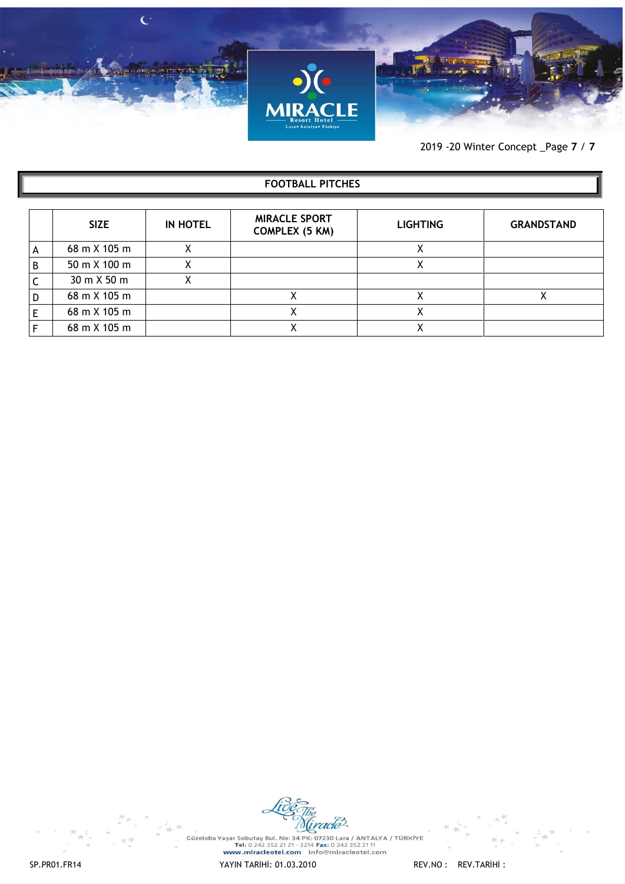## FOOTBALL PITCHES

| | SIZE | IN HOTEL | MIRACLE SPORT COMPLEX (5 KM) | LIGHTING | GRANDSTAND |
|---|---|---|---|---|---|
| A | 68 m X 105 m | X | | X | |
| B | 50 m X 100 m | X | | X | |
| C | 30 m X 50 m | X | | | |
| D | 68 m X 105 m | | X | X | X |
| E | 68 m X 105 m | | X | X | |
| F | 68 m X 105 m | | X | X | |